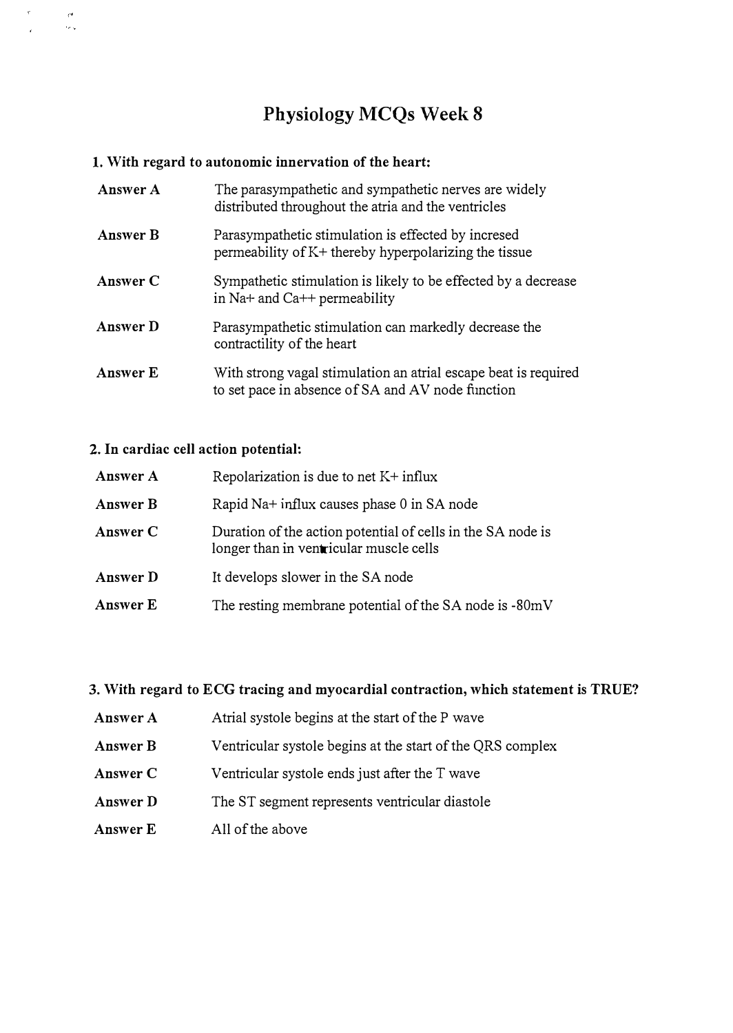# Physiology MCQs Week 8

**1. With regard to autonomic innervation of the heart:**

| | |
|---|---|
| **Answer A** | The parasympathetic and sympathetic nerves are widely distributed throughout the atria and the ventricles |
| **Answer B** | Parasympathetic stimulation is effected by incresed permeability of $K^+$ thereby hyperpolarizing the tissue |
| **Answer C** | Sympathetic stimulation is likely to be effected by a decrease in $Na^+$ and $Ca^{++}$ permeability |
| **Answer D** | Parasympathetic stimulation can markedly decrease the contractility of the heart |
| **Answer E** | With strong vagal stimulation an atrial escape beat is required to set pace in absence of SA and AV node function |

**2. In cardiac cell action potential:**

| | |
|---|---|
| **Answer A** | Repolarization is due to net $K^+$ influx |
| **Answer B** | Rapid $Na^+$ influx causes phase 0 in SA node |
| **Answer C** | Duration of the action potential of cells in the SA node is longer than in ventricular muscle cells |
| **Answer D** | It develops slower in the SA node |
| **Answer E** | The resting membrane potential of the SA node is -80mV |

**3. With regard to ECG tracing and myocardial contraction, which statement is TRUE?**

| | |
|---|---|
| **Answer A** | Atrial systole begins at the start of the P wave |
| **Answer B** | Ventricular systole begins at the start of the QRS complex |
| **Answer C** | Ventricular systole ends just after the T wave |
| **Answer D** | The ST segment represents ventricular diastole |
| **Answer E** | All of the above |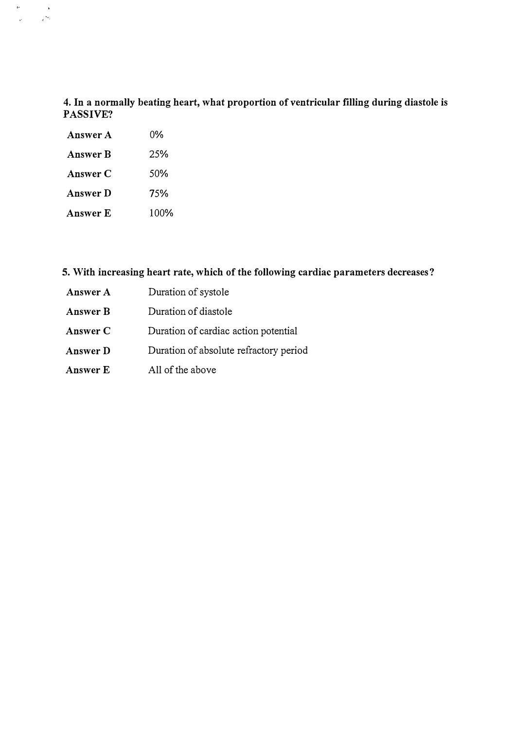**4. In a normally beating heart, what proportion of ventricular filling during diastole is PASSIVE?**

| | |
|---|---|
| **Answer A** | 0% |
| **Answer B** | 25% |
| **Answer C** | 50% |
| **Answer D** | 75% |
| **Answer E** | 100% |

**5. With increasing heart rate, which of the following cardiac parameters decreases?**

| | |
|---|---|
| **Answer A** | Duration of systole |
| **Answer B** | Duration of diastole |
| **Answer C** | Duration of cardiac action potential |
| **Answer D** | Duration of absolute refractory period |
| **Answer E** | All of the above |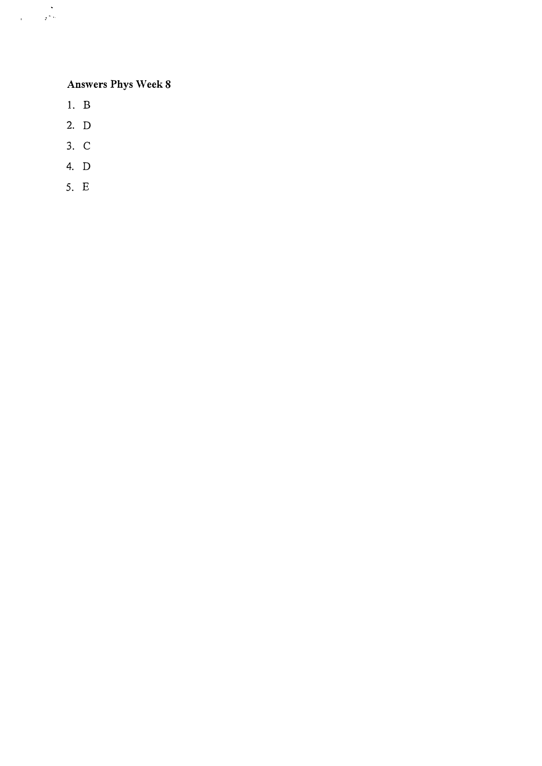**Answers Phys Week 8**

1. B
2. D
3. C
4. D
5. E